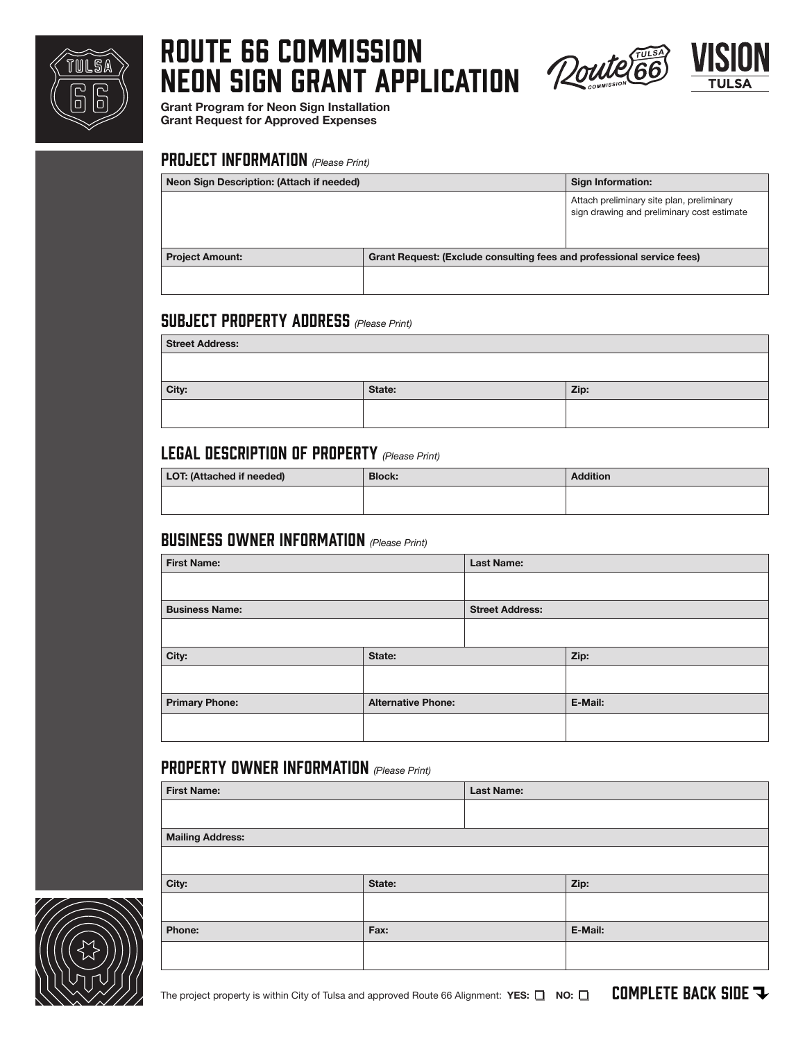# ROUTE 66 COMMISSION NEON SIGN GRANT APPLICATION

**Grant Program for Neon Sign Installation**
**Grant Request for Approved Expenses**

## PROJECT INFORMATION *(Please Print)*

| Neon Sign Description: (Attach if needed) | | Sign Information: |
|---|---|---|
| | | Attach preliminary site plan, preliminary sign drawing and preliminary cost estimate |
| **Project Amount:** | **Grant Request: (Exclude consulting fees and professional service fees)** | |
| | | |

## SUBJECT PROPERTY ADDRESS *(Please Print)*

| Street Address: | | |
|---|---|---|
| | | |
| **City:** | **State:** | **Zip:** |
| | | |

## LEGAL DESCRIPTION OF PROPERTY *(Please Print)*

| LOT: (Attached if needed) | Block: | Addition |
|---|---|---|
| | | |

## BUSINESS OWNER INFORMATION *(Please Print)*

| First Name: | | Last Name: |
|---|---|---|
| | | |
| **Business Name:** | | **Street Address:** |
| | | |
| **City:** | **State:** | **Zip:** |
| | | |
| **Primary Phone:** | **Alternative Phone:** | **E-Mail:** |
| | | |

## PROPERTY OWNER INFORMATION *(Please Print)*

| First Name: | | Last Name: |
|---|---|---|
| | | |
| **Mailing Address:** | | |
| | | |
| **City:** | **State:** | **Zip:** |
| | | |
| **Phone:** | **Fax:** | **E-Mail:** |
| | | |

The project property is within City of Tulsa and approved Route 66 Alignment: **YES:** ☐ **NO:** ☐

**COMPLETE BACK SIDE**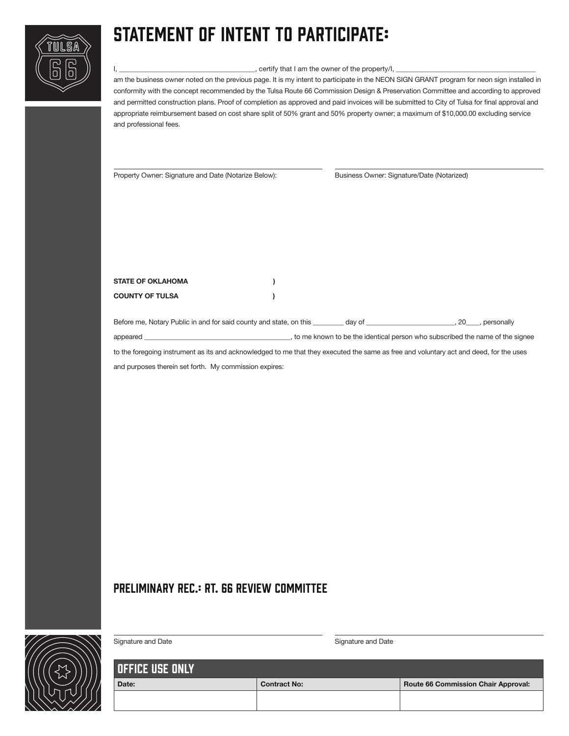# STATEMENT OF INTENT TO PARTICIPATE:

I, ____________________________________, certify that I am the owner of the property/I, ____________________________________ am the business owner noted on the previous page. It is my intent to participate in the NEON SIGN GRANT program for neon sign installed in conformity with the concept recommended by the Tulsa Route 66 Commission Design & Preservation Committee and according to approved and permitted construction plans. Proof of completion as approved and paid invoices will be submitted to City of Tulsa for final approval and appropriate reimbursement based on cost share split of 50% grant and 50% property owner; a maximum of $10,000.00 excluding service and professional fees.

Property Owner: Signature and Date (Notarize Below):

Business Owner: Signature/Date (Notarized)

**STATE OF OKLAHOMA )**

**COUNTY OF TULSA )**

Before me, Notary Public in and for said county and state, on this ________ day of ________________________, 20____, personally appeared ________________________________________, to me known to be the identical person who subscribed the name of the signee to the foregoing instrument as its and acknowledged to me that they executed the same as free and voluntary act and deed, for the uses and purposes therein set forth. My commission expires:

## PRELIMINARY REC.: RT. 66 REVIEW COMMITTEE

Signature and Date

Signature and Date

## OFFICE USE ONLY

| Date: | Contract No: | Route 66 Commission Chair Approval: |
|---|---|---|
| | | |